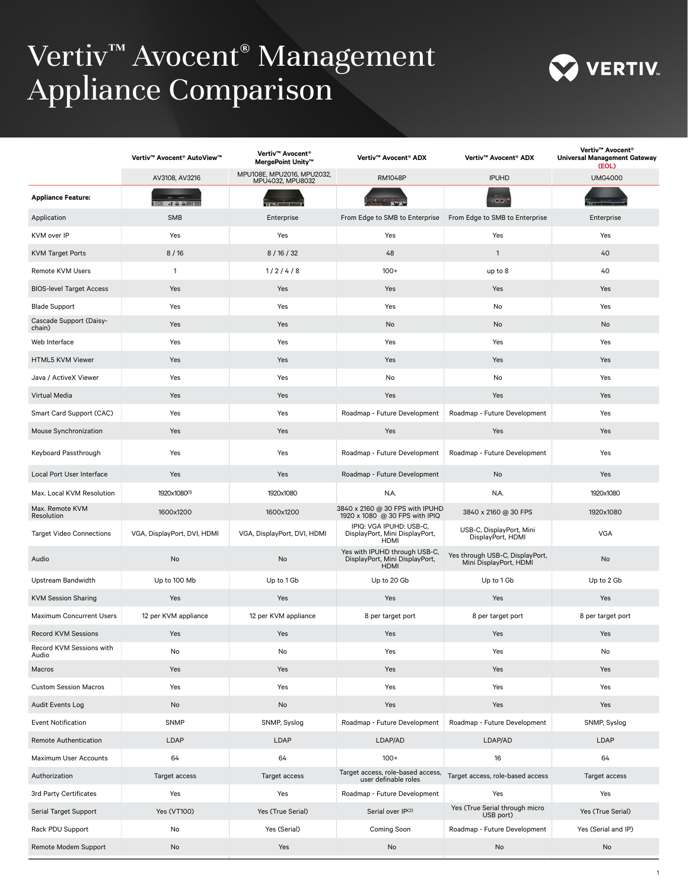# Vertiv™ Avocent® Management Appliance Comparison

| | Vertiv™ Avocent® AutoView™ | Vertiv™ Avocent® MergePoint Unity™ | Vertiv™ Avocent® ADX | Vertiv™ Avocent® ADX | Vertiv™ Avocent® Universal Management Gateway (EOL) |
|---|---|---|---|---|---|
| | AV3108, AV3216 | MPU108E, MPU2016, MPU2032, MPU4032, MPU8032 | RM1048P | IPUHD | UMG4000 |
| **Appliance Feature:** | | | | | |
| Application | SMB | Enterprise | From Edge to SMB to Enterprise | From Edge to SMB to Enterprise | Enterprise |
| KVM over IP | Yes | Yes | Yes | Yes | Yes |
| KVM Target Ports | 8 / 16 | 8 / 16 / 32 | 48 | 1 | 40 |
| Remote KVM Users | 1 | 1 / 2 / 4 / 8 | 100+ | up to 8 | 40 |
| BIOS-level Target Access | Yes | Yes | Yes | Yes | Yes |
| Blade Support | Yes | Yes | Yes | No | Yes |
| Cascade Support (Daisy-chain) | Yes | Yes | No | No | No |
| Web Interface | Yes | Yes | Yes | Yes | Yes |
| HTML5 KVM Viewer | Yes | Yes | Yes | Yes | Yes |
| Java / ActiveX Viewer | Yes | Yes | No | No | Yes |
| Virtual Media | Yes | Yes | Yes | Yes | Yes |
| Smart Card Support (CAC) | Yes | Yes | Roadmap - Future Development | Roadmap - Future Development | Yes |
| Mouse Synchronization | Yes | Yes | Yes | Yes | Yes |
| Keyboard Passthrough | Yes | Yes | Roadmap - Future Development | Roadmap - Future Development | Yes |
| Local Port User Interface | Yes | Yes | Roadmap - Future Development | No | Yes |
| Max. Local KVM Resolution | 1920x1080[1] | 1920x1080 | N.A. | N.A. | 1920x1080 |
| Max. Remote KVM Resolution | 1600x1200 | 1600x1200 | 3840 x 2160 @ 30 FPS with IPUHD 1920 x 1080 @ 30 FPS with IPIQ | 3840 x 2160 @ 30 FPS | 1920x1080 |
| Target Video Connections | VGA, DisplayPort, DVI, HDMI | VGA, DisplayPort, DVI, HDMI | IPIQ: VGA IPUHD: USB-C, DisplayPort, Mini DisplayPort, HDMI | USB-C, DisplayPort, Mini DisplayPort, HDMI | VGA |
| Audio | No | No | Yes with IPUHD through USB-C, DisplayPort, Mini DisplayPort, HDMI | Yes through USB-C, DisplayPort, Mini DisplayPort, HDMI | No |
| Upstream Bandwidth | Up to 100 Mb | Up to 1 Gb | Up to 20 Gb | Up to 1 Gb | Up to 2 Gb |
| KVM Session Sharing | Yes | Yes | Yes | Yes | Yes |
| Maximum Concurrent Users | 12 per KVM appliance | 12 per KVM appliance | 8 per target port | 8 per target port | 8 per target port |
| Record KVM Sessions | Yes | Yes | Yes | Yes | Yes |
| Record KVM Sessions with Audio | No | No | Yes | Yes | No |
| Macros | Yes | Yes | Yes | Yes | Yes |
| Custom Session Macros | Yes | Yes | Yes | Yes | Yes |
| Audit Events Log | No | No | Yes | Yes | Yes |
| Event Notification | SNMP | SNMP, Syslog | Roadmap - Future Development | Roadmap - Future Development | SNMP, Syslog |
| Remote Authentication | LDAP | LDAP | LDAP/AD | LDAP/AD | LDAP |
| Maximum User Accounts | 64 | 64 | 100+ | 16 | 64 |
| Authorization | Target access | Target access | Target access, role-based access, user definable roles | Target access, role-based access | Target access |
| 3rd Party Certificates | Yes | Yes | Roadmap - Future Development | Yes | Yes |
| Serial Target Support | Yes (VT100) | Yes (True Serial) | Serial over IP[2] | Yes (True Serial through micro USB port) | Yes (True Serial) |
| Rack PDU Support | No | Yes (Serial) | Coming Soon | Roadmap - Future Development | Yes (Serial and IP) |
| Remote Modem Support | No | Yes | No | No | No |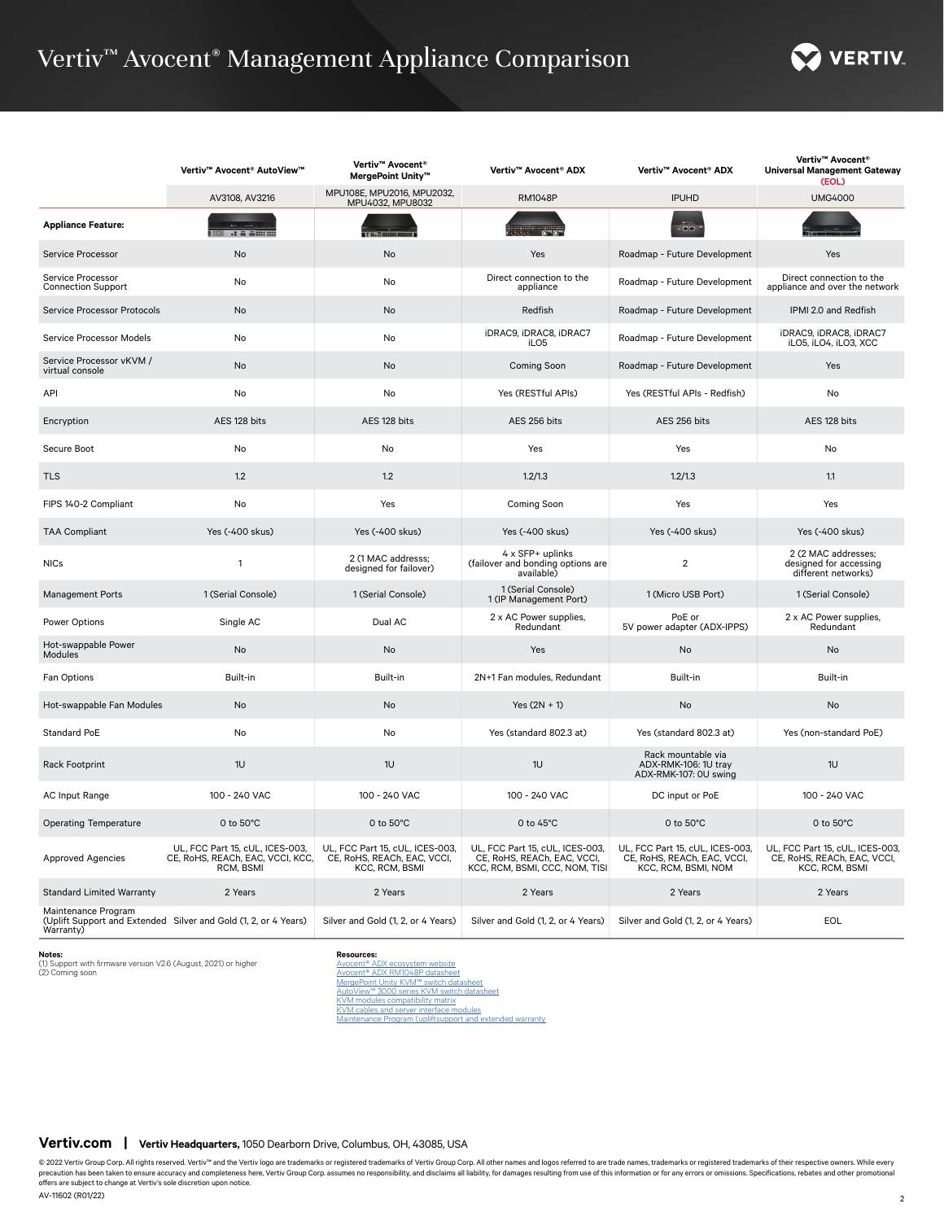# Vertiv™ Avocent® Management Appliance Comparison

| | Vertiv™ Avocent® AutoView™ | Vertiv™ Avocent® MergePoint Unity™ | Vertiv™ Avocent® ADX | Vertiv™ Avocent® ADX | Vertiv™ Avocent® Universal Management Gateway (EOL) |
|---|---|---|---|---|---|
| | AV3108, AV3216 | MPU108E, MPU2016, MPU2032, MPU4032, MPU8032 | RM1048P | IPUHD | UMG4000 |
| **Appliance Feature:** | | | | | |
| Service Processor | No | No | Yes | Roadmap - Future Development | Yes |
| Service Processor Connection Support | No | No | Direct connection to the appliance | Roadmap - Future Development | Direct connection to the appliance and over the network |
| Service Processor Protocols | No | No | Redfish | Roadmap - Future Development | IPMI 2.0 and Redfish |
| Service Processor Models | No | No | iDRAC9, iDRAC8, iDRAC7 iLO5 | Roadmap - Future Development | iDRAC9, iDRAC8, iDRAC7 iLO5, iLO4, iLO3, XCC |
| Service Processor vKVM / virtual console | No | No | Coming Soon | Roadmap - Future Development | Yes |
| API | No | No | Yes (RESTful APIs) | Yes (RESTful APIs - Redfish) | No |
| Encryption | AES 128 bits | AES 128 bits | AES 256 bits | AES 256 bits | AES 128 bits |
| Secure Boot | No | No | Yes | Yes | No |
| TLS | 1.2 | 1.2 | 1.2/1.3 | 1.2/1.3 | 1.1 |
| FIPS 140-2 Compliant | No | Yes | Coming Soon | Yes | Yes |
| TAA Compliant | Yes (-400 skus) | Yes (-400 skus) | Yes (-400 skus) | Yes (-400 skus) | Yes (-400 skus) |
| NICs | 1 | 2 (1 MAC addresss; designed for failover) | 4 x SFP+ uplinks (failover and bonding options are available) | 2 | 2 (2 MAC addresses; designed for accessing different networks) |
| Management Ports | 1 (Serial Console) | 1 (Serial Console) | 1 (Serial Console) 1 (IP Management Port) | 1 (Micro USB Port) | 1 (Serial Console) |
| Power Options | Single AC | Dual AC | 2 x AC Power supplies, Redundant | PoE or 5V power adapter (ADX-IPPS) | 2 x AC Power supplies, Redundant |
| Hot-swappable Power Modules | No | No | Yes | No | No |
| Fan Options | Built-in | Built-in | 2N+1 Fan modules, Redundant | Built-in | Built-in |
| Hot-swappable Fan Modules | No | No | Yes (2N + 1) | No | No |
| Standard PoE | No | No | Yes (standard 802.3 at) | Yes (standard 802.3 at) | Yes (non-standard PoE) |
| Rack Footprint | 1U | 1U | 1U | Rack mountable via ADX-RMK-106: 1U tray ADX-RMK-107: 0U swing | 1U |
| AC Input Range | 100 - 240 VAC | 100 - 240 VAC | 100 - 240 VAC | DC input or PoE | 100 - 240 VAC |
| Operating Temperature | 0 to 50°C | 0 to 50°C | 0 to 45°C | 0 to 50°C | 0 to 50°C |
| Approved Agencies | UL, FCC Part 15, cUL, ICES-003, CE, RoHS, REACh, EAC, VCCI, KCC, RCM, BSMI | UL, FCC Part 15, cUL, ICES-003, CE, RoHS, REACh, EAC, VCCI, KCC, RCM, BSMI | UL, FCC Part 15, cUL, ICES-003, CE, RoHS, REACh, EAC, VCCI, KCC, RCM, BSMI, CCC, NOM, TISI | UL, FCC Part 15, cUL, ICES-003, CE, RoHS, REACh, EAC, VCCI, KCC, RCM, BSMI, NOM | UL, FCC Part 15, cUL, ICES-003, CE, RoHS, REACh, EAC, VCCI, KCC, RCM, BSMI |
| Standard Limited Warranty | 2 Years | 2 Years | 2 Years | 2 Years | 2 Years |
| Maintenance Program (Uplift Support and Extended Warranty) | Silver and Gold (1, 2, or 4 Years) | Silver and Gold (1, 2, or 4 Years) | Silver and Gold (1, 2, or 4 Years) | Silver and Gold (1, 2, or 4 Years) | EOL |

**Notes:**
(1) Support with firmware version V2.6 (August, 2021) or higher
(2) Coming soon

**Resources:**
- Avocent® ADX ecosystem website
- Avocent® ADX RM1048P datasheet
- MergePoint Unity KVM™ switch datasheet
- AutoView™ 3000 series KVM switch datasheet
- KVM modules compatibility matrix
- KVM cables and server interface modules
- Maintenance Program (upliftsupport and extended warranty)

**Vertiv.com** | **Vertiv Headquarters,** 1050 Dearborn Drive, Columbus, OH, 43085, USA

© 2022 Vertiv Group Corp. All rights reserved. Vertiv™ and the Vertiv logo are trademarks or registered trademarks of Vertiv Group Corp. All other names and logos referred to are trade names, trademarks or registered trademarks of their respective owners. While every precaution has been taken to ensure accuracy and completeness here, Vertiv Group Corp. assumes no responsibility, and disclaims all liability, for damages resulting from use of this information or for any errors or omissions. Specifications, rebates and other promotional offers are subject to change at Vertiv's sole discretion upon notice.

AV-11602 (R01/22)